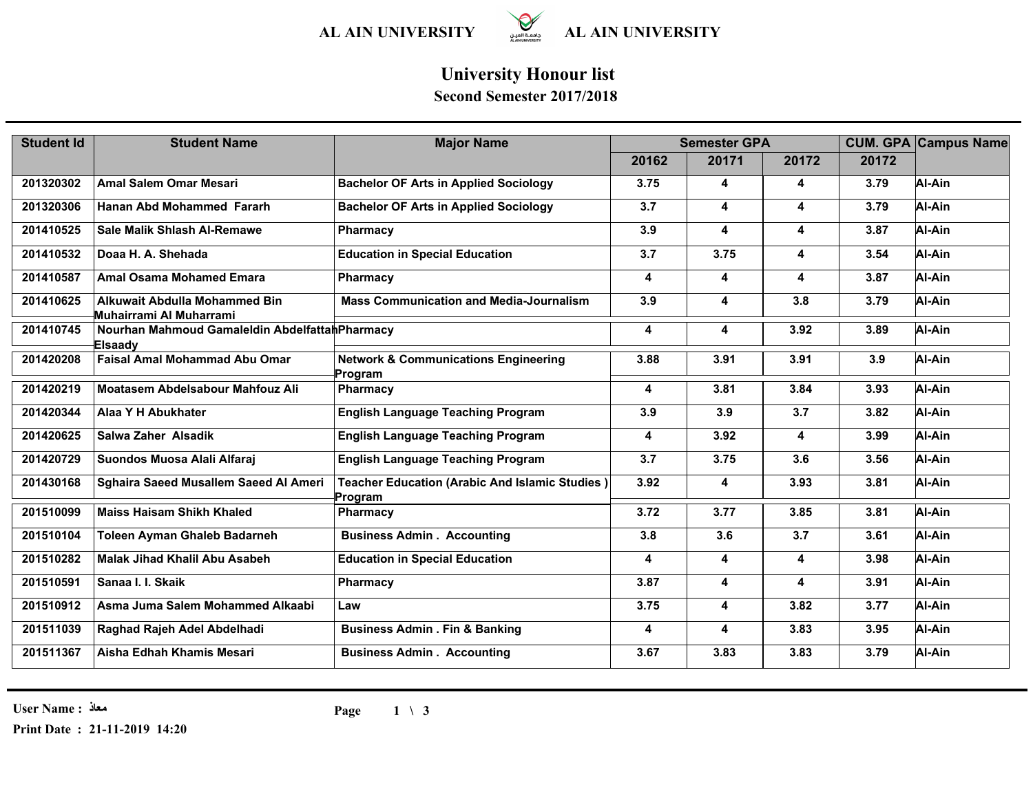AL AIN UNIVERSITY AL AIN UNIVERSITY

# University Honour list

## Second Semester 2017/2018

| Student Id | Student Name | Major Name | Semester GPA | | | CUM. GPA | Campus Name |
|---|---|---|---|---|---|---|---|
| | | | 20162 | 20171 | 20172 | 20172 | |
| 201320302 | Amal Salem Omar Mesari | Bachelor OF Arts in Applied Sociology | 3.75 | 4 | 4 | 3.79 | Al-Ain |
| 201320306 | Hanan Abd Mohammed Fararh | Bachelor OF Arts in Applied Sociology | 3.7 | 4 | 4 | 3.79 | Al-Ain |
| 201410525 | Sale Malik Shlash Al-Remawe | Pharmacy | 3.9 | 4 | 4 | 3.87 | Al-Ain |
| 201410532 | Doaa H. A. Shehada | Education in Special Education | 3.7 | 3.75 | 4 | 3.54 | Al-Ain |
| 201410587 | Amal Osama Mohamed Emara | Pharmacy | 4 | 4 | 4 | 3.87 | Al-Ain |
| 201410625 | Alkuwait Abdulla Mohammed Bin Muhairrami Al Muharrami | Mass Communication and Media-Journalism | 3.9 | 4 | 3.8 | 3.79 | Al-Ain |
| 201410745 | Nourhan Mahmoud Gamaleldin Abdelfattah Elsaady | Pharmacy | 4 | 4 | 3.92 | 3.89 | Al-Ain |
| 201420208 | Faisal Amal Mohammad Abu Omar | Network & Communications Engineering Program | 3.88 | 3.91 | 3.91 | 3.9 | Al-Ain |
| 201420219 | Moatasem Abdelsabour Mahfouz Ali | Pharmacy | 4 | 3.81 | 3.84 | 3.93 | Al-Ain |
| 201420344 | Alaa Y H Abukhater | English Language Teaching Program | 3.9 | 3.9 | 3.7 | 3.82 | Al-Ain |
| 201420625 | Salwa Zaher Alsadik | English Language Teaching Program | 4 | 3.92 | 4 | 3.99 | Al-Ain |
| 201420729 | Suondos Muosa Alali Alfaraj | English Language Teaching Program | 3.7 | 3.75 | 3.6 | 3.56 | Al-Ain |
| 201430168 | Sghaira Saeed Musallem Saeed Al Ameri | Teacher Education (Arabic And Islamic Studies ) Program | 3.92 | 4 | 3.93 | 3.81 | Al-Ain |
| 201510099 | Maiss Haisam Shikh Khaled | Pharmacy | 3.72 | 3.77 | 3.85 | 3.81 | Al-Ain |
| 201510104 | Toleen Ayman Ghaleb Badarneh | Business Admin . Accounting | 3.8 | 3.6 | 3.7 | 3.61 | Al-Ain |
| 201510282 | Malak Jihad Khalil Abu Asabeh | Education in Special Education | 4 | 4 | 4 | 3.98 | Al-Ain |
| 201510591 | Sanaa I. I. Skaik | Pharmacy | 3.87 | 4 | 4 | 3.91 | Al-Ain |
| 201510912 | Asma Juma Salem Mohammed Alkaabi | Law | 3.75 | 4 | 3.82 | 3.77 | Al-Ain |
| 201511039 | Raghad Rajeh Adel Abdelhadi | Business Admin . Fin & Banking | 4 | 4 | 3.83 | 3.95 | Al-Ain |
| 201511367 | Aisha Edhah Khamis Mesari | Business Admin . Accounting | 3.67 | 3.83 | 3.83 | 3.79 | Al-Ain |

User Name : معاذ

Print Date : 21-11-2019 14:20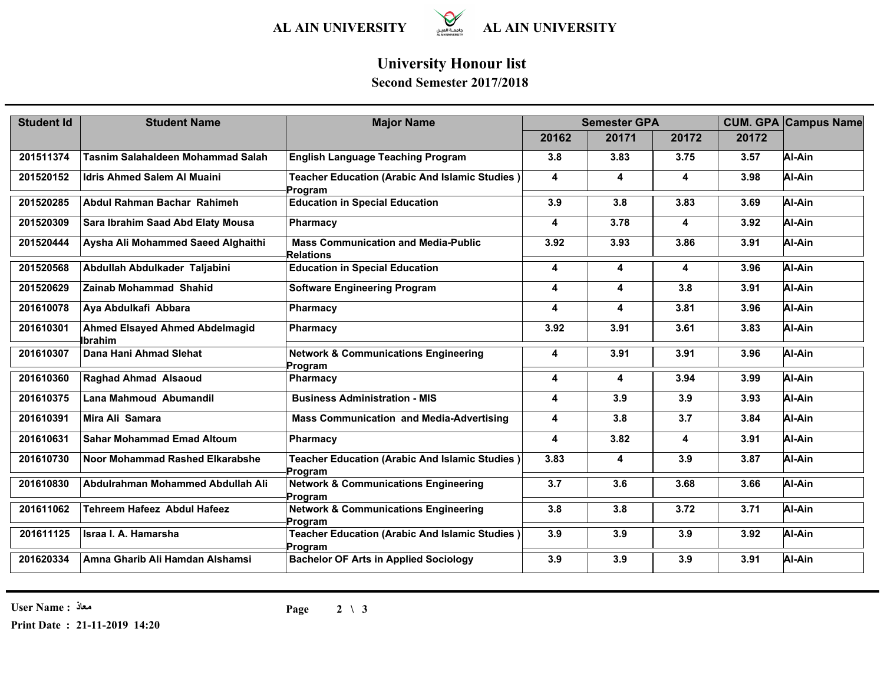# University Honour list

## Second Semester 2017/2018

| Student Id | Student Name | Major Name | Semester GPA | | | CUM. GPA | Campus Name |
|---|---|---|---|---|---|---|---|
| | | | 20162 | 20171 | 20172 | 20172 | |
| 201511374 | Tasnim Salahaldeen Mohammad Salah | English Language Teaching Program | 3.8 | 3.83 | 3.75 | 3.57 | Al-Ain |
| 201520152 | Idris Ahmed Salem Al Muaini | Teacher Education (Arabic And Islamic Studies ) Program | 4 | 4 | 4 | 3.98 | Al-Ain |
| 201520285 | Abdul Rahman Bachar Rahimeh | Education in Special Education | 3.9 | 3.8 | 3.83 | 3.69 | Al-Ain |
| 201520309 | Sara Ibrahim Saad Abd Elaty Mousa | Pharmacy | 4 | 3.78 | 4 | 3.92 | Al-Ain |
| 201520444 | Aysha Ali Mohammed Saeed Alghaithi | Mass Communication and Media-Public Relations | 3.92 | 3.93 | 3.86 | 3.91 | Al-Ain |
| 201520568 | Abdullah Abdulkader Taljabini | Education in Special Education | 4 | 4 | 4 | 3.96 | Al-Ain |
| 201520629 | Zainab Mohammad Shahid | Software Engineering Program | 4 | 4 | 3.8 | 3.91 | Al-Ain |
| 201610078 | Aya Abdulkafi Abbara | Pharmacy | 4 | 4 | 3.81 | 3.96 | Al-Ain |
| 201610301 | Ahmed Elsayed Ahmed Abdelmagid Ibrahim | Pharmacy | 3.92 | 3.91 | 3.61 | 3.83 | Al-Ain |
| 201610307 | Dana Hani Ahmad Slehat | Network & Communications Engineering Program | 4 | 3.91 | 3.91 | 3.96 | Al-Ain |
| 201610360 | Raghad Ahmad Alsaoud | Pharmacy | 4 | 4 | 3.94 | 3.99 | Al-Ain |
| 201610375 | Lana Mahmoud Abumandil | Business Administration - MIS | 4 | 3.9 | 3.9 | 3.93 | Al-Ain |
| 201610391 | Mira Ali Samara | Mass Communication and Media-Advertising | 4 | 3.8 | 3.7 | 3.84 | Al-Ain |
| 201610631 | Sahar Mohammad Emad Altoum | Pharmacy | 4 | 3.82 | 4 | 3.91 | Al-Ain |
| 201610730 | Noor Mohammad Rashed Elkarabshe | Teacher Education (Arabic And Islamic Studies ) Program | 3.83 | 4 | 3.9 | 3.87 | Al-Ain |
| 201610830 | Abdulrahman Mohammed Abdullah Ali | Network & Communications Engineering Program | 3.7 | 3.6 | 3.68 | 3.66 | Al-Ain |
| 201611062 | Tehreem Hafeez Abdul Hafeez | Network & Communications Engineering Program | 3.8 | 3.8 | 3.72 | 3.71 | Al-Ain |
| 201611125 | Israa I. A. Hamarsha | Teacher Education (Arabic And Islamic Studies ) Program | 3.9 | 3.9 | 3.9 | 3.92 | Al-Ain |
| 201620334 | Amna Gharib Ali Hamdan Alshamsi | Bachelor OF Arts in Applied Sociology | 3.9 | 3.9 | 3.9 | 3.91 | Al-Ain |

User Name : معاذ

Print Date : 21-11-2019 14:20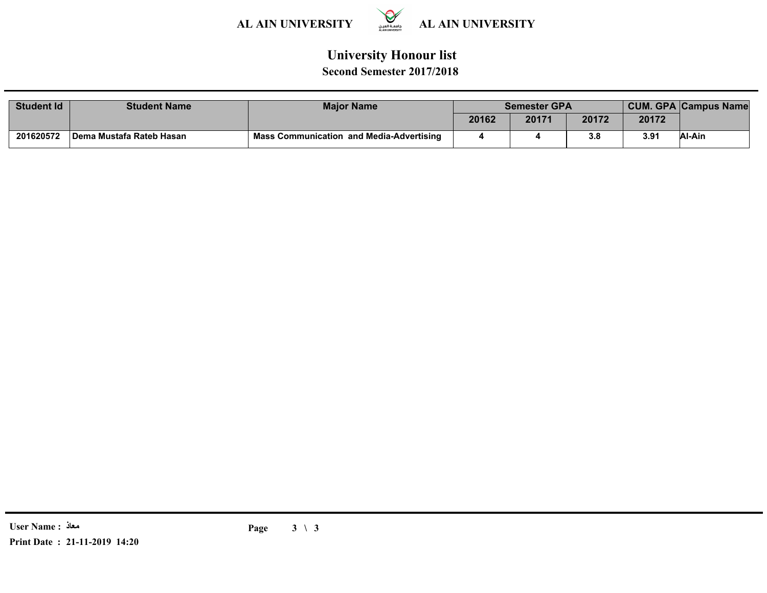AL AIN UNIVERSITY AL AIN UNIVERSITY

# University Honour list

## Second Semester 2017/2018

| Student Id | Student Name | Major Name | Semester GPA | | | CUM. GPA | Campus Name |
|---|---|---|---|---|---|---|---|
| | | | 20162 | 20171 | 20172 | 20172 | |
| 201620572 | Dema Mustafa Rateb Hasan | Mass Communication and Media-Advertising | 4 | 4 | 3.8 | 3.91 | Al-Ain |

User Name : معاذ

Print Date : 21-11-2019 14:20